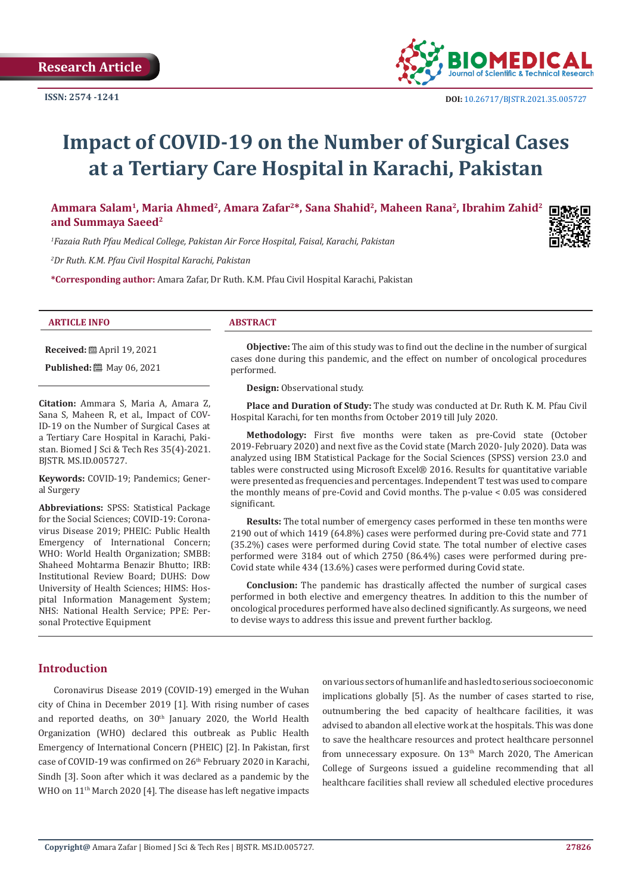Research Article

ISSN: 2574 -1241

DOI: 10.26717/BJSTR.2021.35.005727

# Impact of COVID-19 on the Number of Surgical Cases at a Tertiary Care Hospital in Karachi, Pakistan

**Ammara Salam[1], Maria Ahmed[2], Amara Zafar[2]\*, Sana Shahid[2], Maheen Rana[2], Ibrahim Zahid[2] and Summaya Saeed[2]**

*[1]Fazaia Ruth Pfau Medical College, Pakistan Air Force Hospital, Faisal, Karachi, Pakistan*

*[2]Dr Ruth. K.M. Pfau Civil Hospital Karachi, Pakistan*

**\*Corresponding author:** Amara Zafar, Dr Ruth. K.M. Pfau Civil Hospital Karachi, Pakistan

## ARTICLE INFO

**Received:** April 19, 2021

**Published:** May 06, 2021

**Citation:** Ammara S, Maria A, Amara Z, Sana S, Maheen R, et al., Impact of COVID-19 on the Number of Surgical Cases at a Tertiary Care Hospital in Karachi, Pakistan. Biomed J Sci & Tech Res 35(4)-2021. BJSTR. MS.ID.005727.

**Keywords:** COVID-19; Pandemics; General Surgery

**Abbreviations:** SPSS: Statistical Package for the Social Sciences; COVID-19: Coronavirus Disease 2019; PHEIC: Public Health Emergency of International Concern; WHO: World Health Organization; SMBB: Shaheed Mohtarma Benazir Bhutto; IRB: Institutional Review Board; DUHS: Dow University of Health Sciences; HIMS: Hospital Information Management System; NHS: National Health Service; PPE: Personal Protective Equipment

## ABSTRACT

**Objective:** The aim of this study was to find out the decline in the number of surgical cases done during this pandemic, and the effect on number of oncological procedures performed.

**Design:** Observational study.

**Place and Duration of Study:** The study was conducted at Dr. Ruth K. M. Pfau Civil Hospital Karachi, for ten months from October 2019 till July 2020.

**Methodology:** First five months were taken as pre-Covid state (October 2019-February 2020) and next five as the Covid state (March 2020- July 2020). Data was analyzed using IBM Statistical Package for the Social Sciences (SPSS) version 23.0 and tables were constructed using Microsoft Excel® 2016. Results for quantitative variable were presented as frequencies and percentages. Independent T test was used to compare the monthly means of pre-Covid and Covid months. The p-value < 0.05 was considered significant.

**Results:** The total number of emergency cases performed in these ten months were 2190 out of which 1419 (64.8%) cases were performed during pre-Covid state and 771 (35.2%) cases were performed during Covid state. The total number of elective cases performed were 3184 out of which 2750 (86.4%) cases were performed during pre-Covid state while 434 (13.6%) cases were performed during Covid state.

**Conclusion:** The pandemic has drastically affected the number of surgical cases performed in both elective and emergency theatres. In addition to this the number of oncological procedures performed have also declined significantly. As surgeons, we need to devise ways to address this issue and prevent further backlog.

## Introduction

Coronavirus Disease 2019 (COVID-19) emerged in the Wuhan city of China in December 2019 [1]. With rising number of cases and reported deaths, on 30th January 2020, the World Health Organization (WHO) declared this outbreak as Public Health Emergency of International Concern (PHEIC) [2]. In Pakistan, first case of COVID-19 was confirmed on 26th February 2020 in Karachi, Sindh [3]. Soon after which it was declared as a pandemic by the WHO on 11th March 2020 [4]. The disease has left negative impacts on various sectors of human life and has led to serious socioeconomic implications globally [5]. As the number of cases started to rise, outnumbering the bed capacity of healthcare facilities, it was advised to abandon all elective work at the hospitals. This was done to save the healthcare resources and protect healthcare personnel from unnecessary exposure. On 13th March 2020, The American College of Surgeons issued a guideline recommending that all healthcare facilities shall review all scheduled elective procedures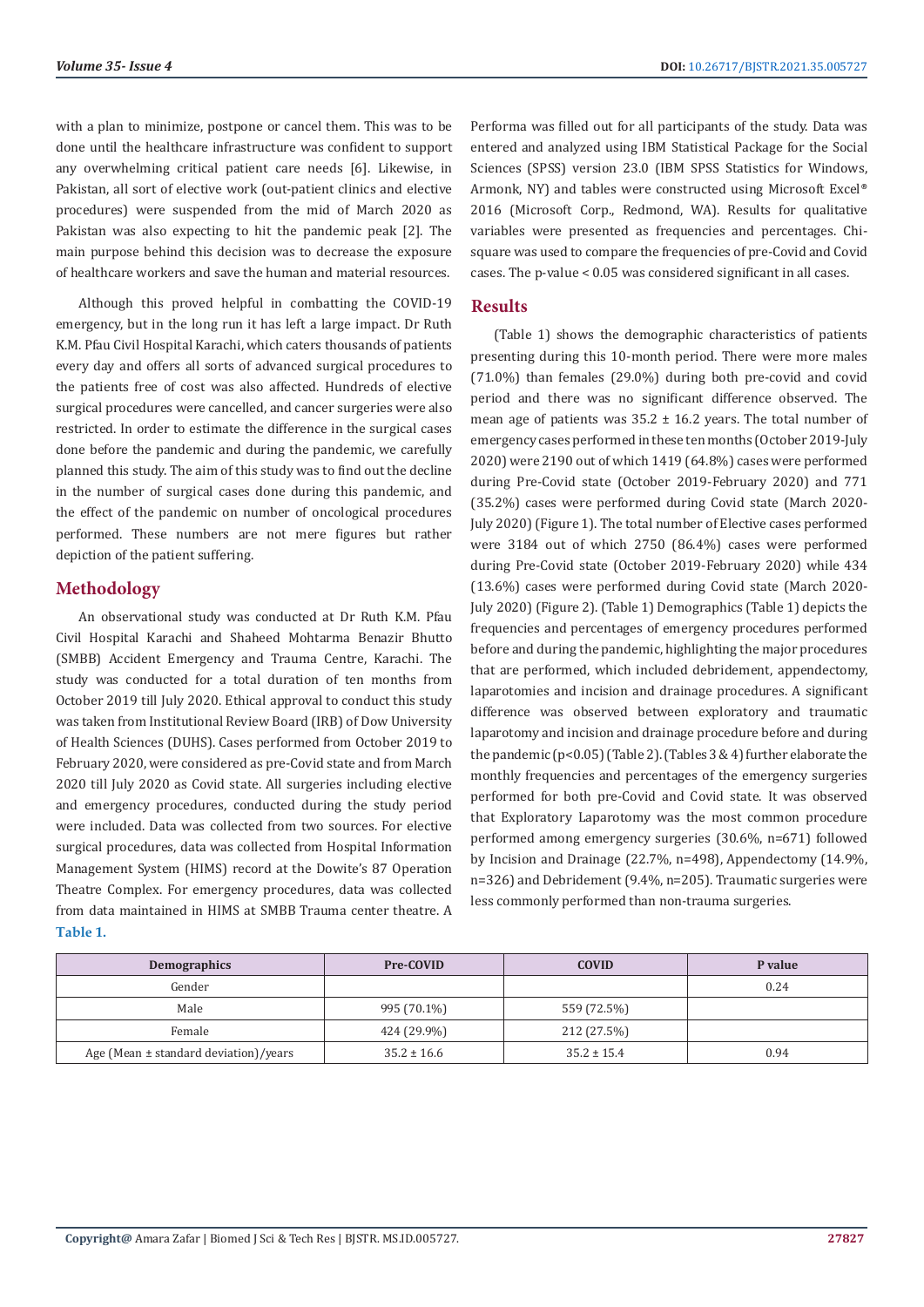with a plan to minimize, postpone or cancel them. This was to be done until the healthcare infrastructure was confident to support any overwhelming critical patient care needs [6]. Likewise, in Pakistan, all sort of elective work (out-patient clinics and elective procedures) were suspended from the mid of March 2020 as Pakistan was also expecting to hit the pandemic peak [2]. The main purpose behind this decision was to decrease the exposure of healthcare workers and save the human and material resources.

Although this proved helpful in combatting the COVID-19 emergency, but in the long run it has left a large impact. Dr Ruth K.M. Pfau Civil Hospital Karachi, which caters thousands of patients every day and offers all sorts of advanced surgical procedures to the patients free of cost was also affected. Hundreds of elective surgical procedures were cancelled, and cancer surgeries were also restricted. In order to estimate the difference in the surgical cases done before the pandemic and during the pandemic, we carefully planned this study. The aim of this study was to find out the decline in the number of surgical cases done during this pandemic, and the effect of the pandemic on number of oncological procedures performed. These numbers are not mere figures but rather depiction of the patient suffering.

## Methodology

An observational study was conducted at Dr Ruth K.M. Pfau Civil Hospital Karachi and Shaheed Mohtarma Benazir Bhutto (SMBB) Accident Emergency and Trauma Centre, Karachi. The study was conducted for a total duration of ten months from October 2019 till July 2020. Ethical approval to conduct this study was taken from Institutional Review Board (IRB) of Dow University of Health Sciences (DUHS). Cases performed from October 2019 to February 2020, were considered as pre-Covid state and from March 2020 till July 2020 as Covid state. All surgeries including elective and emergency procedures, conducted during the study period were included. Data was collected from two sources. For elective surgical procedures, data was collected from Hospital Information Management System (HIMS) record at the Dowite's 87 Operation Theatre Complex. For emergency procedures, data was collected from data maintained in HIMS at SMBB Trauma center theatre. A Performa was filled out for all participants of the study. Data was entered and analyzed using IBM Statistical Package for the Social Sciences (SPSS) version 23.0 (IBM SPSS Statistics for Windows, Armonk, NY) and tables were constructed using Microsoft Excel® 2016 (Microsoft Corp., Redmond, WA). Results for qualitative variables were presented as frequencies and percentages. Chi-square was used to compare the frequencies of pre-Covid and Covid cases. The p-value < 0.05 was considered significant in all cases.

## Results

(Table 1) shows the demographic characteristics of patients presenting during this 10-month period. There were more males (71.0%) than females (29.0%) during both pre-covid and covid period and there was no significant difference observed. The mean age of patients was 35.2 ± 16.2 years. The total number of emergency cases performed in these ten months (October 2019-July 2020) were 2190 out of which 1419 (64.8%) cases were performed during Pre-Covid state (October 2019-February 2020) and 771 (35.2%) cases were performed during Covid state (March 2020-July 2020) (Figure 1). The total number of Elective cases performed were 3184 out of which 2750 (86.4%) cases were performed during Pre-Covid state (October 2019-February 2020) while 434 (13.6%) cases were performed during Covid state (March 2020-July 2020) (Figure 2). (Table 1) Demographics (Table 1) depicts the frequencies and percentages of emergency procedures performed before and during the pandemic, highlighting the major procedures that are performed, which included debridement, appendectomy, laparotomies and incision and drainage procedures. A significant difference was observed between exploratory and traumatic laparotomy and incision and drainage procedure before and during the pandemic (p<0.05) (Table 2). (Tables 3 & 4) further elaborate the monthly frequencies and percentages of the emergency surgeries performed for both pre-Covid and Covid state. It was observed that Exploratory Laparotomy was the most common procedure performed among emergency surgeries (30.6%, n=671) followed by Incision and Drainage (22.7%, n=498), Appendectomy (14.9%, n=326) and Debridement (9.4%, n=205). Traumatic surgeries were less commonly performed than non-trauma surgeries.

**Table 1.**

| Demographics | Pre-COVID | COVID | P value |
|---|---|---|---|
| Gender | | | 0.24 |
| Male | 995 (70.1%) | 559 (72.5%) | |
| Female | 424 (29.9%) | 212 (27.5%) | |
| Age (Mean ± standard deviation)/years | 35.2 ± 16.6 | 35.2 ± 15.4 | 0.94 |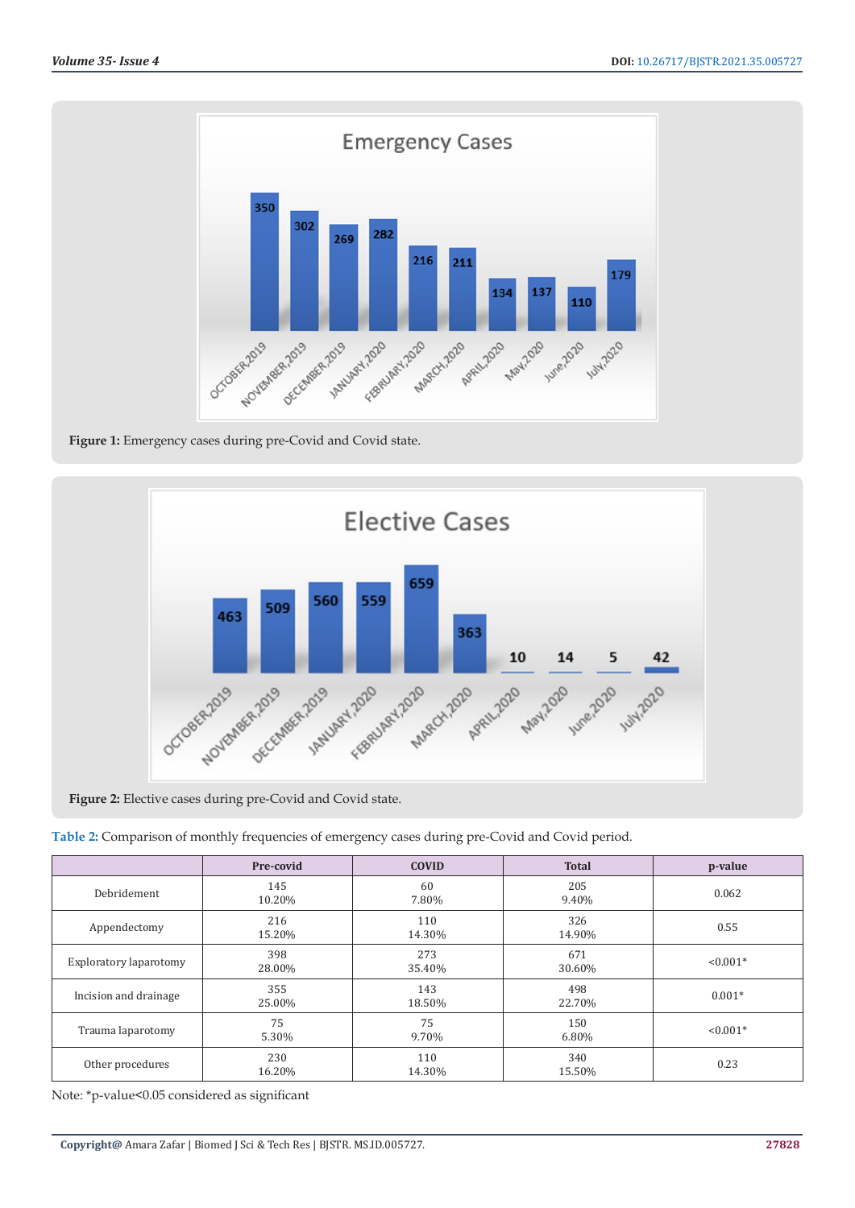Figure 1: Emergency cases during pre-Covid and Covid state.

Figure 2: Elective cases during pre-Covid and Covid state.

**Table 2:** Comparison of monthly frequencies of emergency cases during pre-Covid and Covid period.

| | Pre-covid | COVID | Total | p-value |
|---|---|---|---|---|
| Debridement | 145<br>10.20% | 60<br>7.80% | 205<br>9.40% | 0.062 |
| Appendectomy | 216<br>15.20% | 110<br>14.30% | 326<br>14.90% | 0.55 |
| Exploratory laparotomy | 398<br>28.00% | 273<br>35.40% | 671<br>30.60% | <0.001* |
| Incision and drainage | 355<br>25.00% | 143<br>18.50% | 498<br>22.70% | 0.001* |
| Trauma laparotomy | 75<br>5.30% | 75<br>9.70% | 150<br>6.80% | <0.001* |
| Other procedures | 230<br>16.20% | 110<br>14.30% | 340<br>15.50% | 0.23 |

Note: *p-value<0.05 considered as significant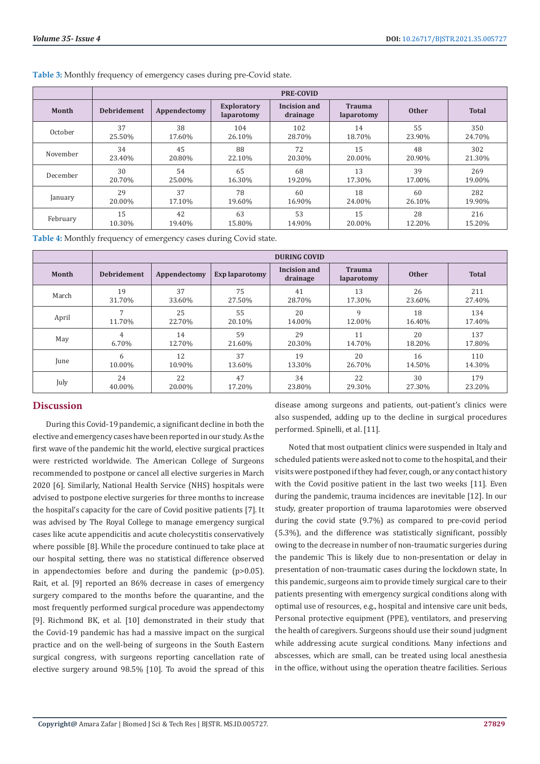**Table 3:** Monthly frequency of emergency cases during pre-Covid state.

| | PRE-COVID | | | | | | |
|---|---|---|---|---|---|---|---|
| Month | Debridement | Appendectomy | Exploratory laparotomy | Incision and drainage | Trauma laparotomy | Other | Total |
| October | 37<br>25.50% | 38<br>17.60% | 104<br>26.10% | 102<br>28.70% | 14<br>18.70% | 55<br>23.90% | 350<br>24.70% |
| November | 34<br>23.40% | 45<br>20.80% | 88<br>22.10% | 72<br>20.30% | 15<br>20.00% | 48<br>20.90% | 302<br>21.30% |
| December | 30<br>20.70% | 54<br>25.00% | 65<br>16.30% | 68<br>19.20% | 13<br>17.30% | 39<br>17.00% | 269<br>19.00% |
| January | 29<br>20.00% | 37<br>17.10% | 78<br>19.60% | 60<br>16.90% | 18<br>24.00% | 60<br>26.10% | 282<br>19.90% |
| February | 15<br>10.30% | 42<br>19.40% | 63<br>15.80% | 53<br>14.90% | 15<br>20.00% | 28<br>12.20% | 216<br>15.20% |

**Table 4:** Monthly frequency of emergency cases during Covid state.

| | DURING COVID | | | | | | |
|---|---|---|---|---|---|---|---|
| Month | Debridement | Appendectomy | Exp laparotomy | Incision and drainage | Trauma laparotomy | Other | Total |
| March | 19<br>31.70% | 37<br>33.60% | 75<br>27.50% | 41<br>28.70% | 13<br>17.30% | 26<br>23.60% | 211<br>27.40% |
| April | 7<br>11.70% | 25<br>22.70% | 55<br>20.10% | 20<br>14.00% | 9<br>12.00% | 18<br>16.40% | 134<br>17.40% |
| May | 4<br>6.70% | 14<br>12.70% | 59<br>21.60% | 29<br>20.30% | 11<br>14.70% | 20<br>18.20% | 137<br>17.80% |
| June | 6<br>10.00% | 12<br>10.90% | 37<br>13.60% | 19<br>13.30% | 20<br>26.70% | 16<br>14.50% | 110<br>14.30% |
| July | 24<br>40.00% | 22<br>20.00% | 47<br>17.20% | 34<br>23.80% | 22<br>29.30% | 30<br>27.30% | 179<br>23.20% |

## Discussion

During this Covid-19 pandemic, a significant decline in both the elective and emergency cases have been reported in our study. As the first wave of the pandemic hit the world, elective surgical practices were restricted worldwide. The American College of Surgeons recommended to postpone or cancel all elective surgeries in March 2020 [6]. Similarly, National Health Service (NHS) hospitals were advised to postpone elective surgeries for three months to increase the hospital's capacity for the care of Covid positive patients [7]. It was advised by The Royal College to manage emergency surgical cases like acute appendicitis and acute cholecystitis conservatively where possible [8]. While the procedure continued to take place at our hospital setting, there was no statistical difference observed in appendectomies before and during the pandemic ($p>0.05$). Rait, et al. [9] reported an 86% decrease in cases of emergency surgery compared to the months before the quarantine, and the most frequently performed surgical procedure was appendectomy [9]. Richmond BK, et al. [10] demonstrated in their study that the Covid-19 pandemic has had a massive impact on the surgical practice and on the well-being of surgeons in the South Eastern surgical congress, with surgeons reporting cancellation rate of elective surgery around 98.5% [10]. To avoid the spread of this disease among surgeons and patients, out-patient's clinics were also suspended, adding up to the decline in surgical procedures performed. Spinelli, et al. [11].

Noted that most outpatient clinics were suspended in Italy and scheduled patients were asked not to come to the hospital, and their visits were postponed if they had fever, cough, or any contact history with the Covid positive patient in the last two weeks [11]. Even during the pandemic, trauma incidences are inevitable [12]. In our study, greater proportion of trauma laparotomies were observed during the covid state (9.7%) as compared to pre-covid period (5.3%), and the difference was statistically significant, possibly owing to the decrease in number of non-traumatic surgeries during the pandemic This is likely due to non-presentation or delay in presentation of non-traumatic cases during the lockdown state, In this pandemic, surgeons aim to provide timely surgical care to their patients presenting with emergency surgical conditions along with optimal use of resources, e.g., hospital and intensive care unit beds, Personal protective equipment (PPE), ventilators, and preserving the health of caregivers. Surgeons should use their sound judgment while addressing acute surgical conditions. Many infections and abscesses, which are small, can be treated using local anesthesia in the office, without using the operation theatre facilities. Serious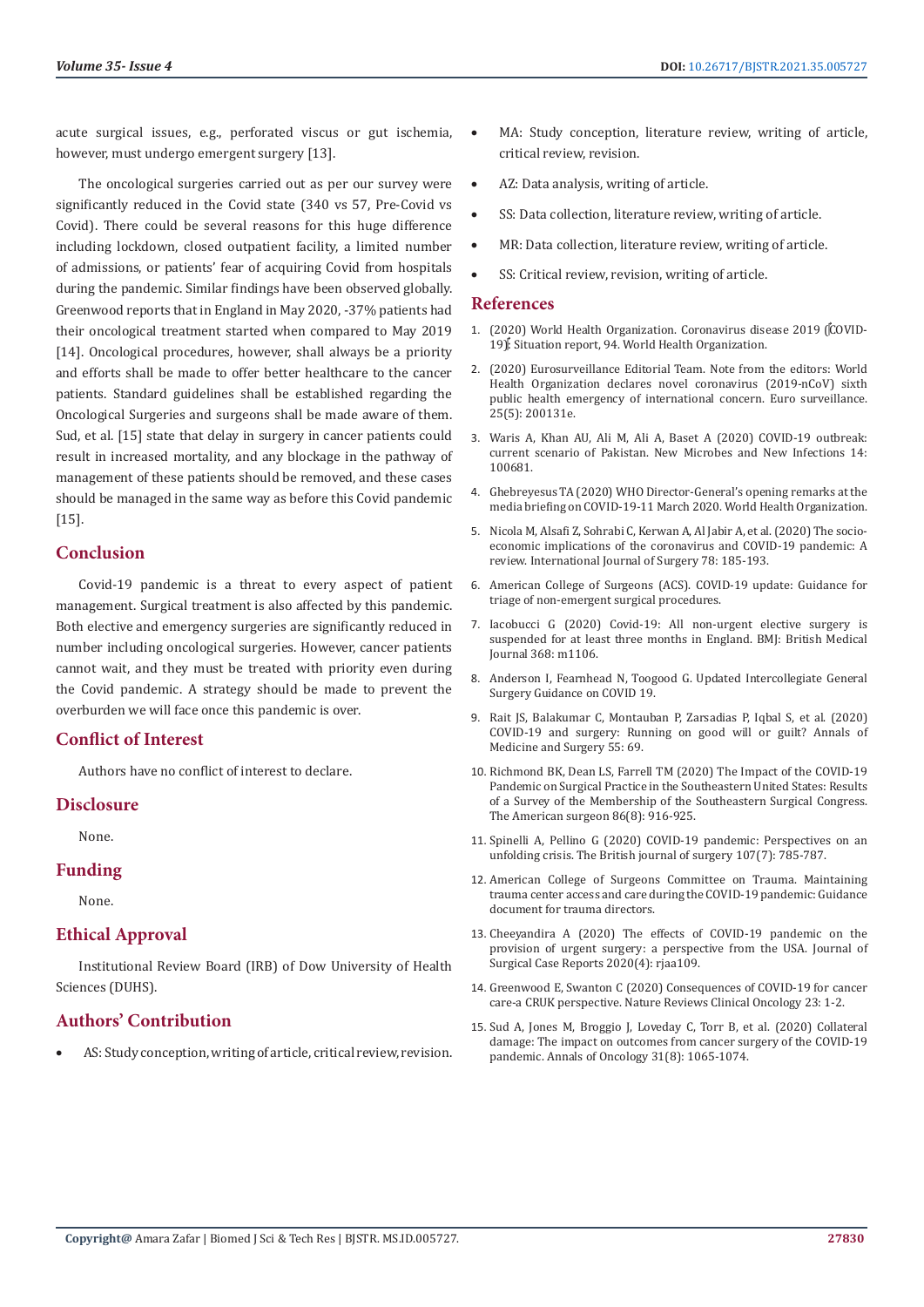acute surgical issues, e.g., perforated viscus or gut ischemia, however, must undergo emergent surgery [13].

The oncological surgeries carried out as per our survey were significantly reduced in the Covid state (340 vs 57, Pre-Covid vs Covid). There could be several reasons for this huge difference including lockdown, closed outpatient facility, a limited number of admissions, or patients' fear of acquiring Covid from hospitals during the pandemic. Similar findings have been observed globally. Greenwood reports that in England in May 2020, -37% patients had their oncological treatment started when compared to May 2019 [14]. Oncological procedures, however, shall always be a priority and efforts shall be made to offer better healthcare to the cancer patients. Standard guidelines shall be established regarding the Oncological Surgeries and surgeons shall be made aware of them. Sud, et al. [15] state that delay in surgery in cancer patients could result in increased mortality, and any blockage in the pathway of management of these patients should be removed, and these cases should be managed in the same way as before this Covid pandemic [15].

## Conclusion

Covid-19 pandemic is a threat to every aspect of patient management. Surgical treatment is also affected by this pandemic. Both elective and emergency surgeries are significantly reduced in number including oncological surgeries. However, cancer patients cannot wait, and they must be treated with priority even during the Covid pandemic. A strategy should be made to prevent the overburden we will face once this pandemic is over.

## Conflict of Interest

Authors have no conflict of interest to declare.

## Disclosure

None.

## Funding

None.

## Ethical Approval

Institutional Review Board (IRB) of Dow University of Health Sciences (DUHS).

## Authors' Contribution

- AS: Study conception, writing of article, critical review, revision.
- MA: Study conception, literature review, writing of article, critical review, revision.
- AZ: Data analysis, writing of article.
- SS: Data collection, literature review, writing of article.
- MR: Data collection, literature review, writing of article.
- SS: Critical review, revision, writing of article.

## References

1. (2020) World Health Organization. Coronavirus disease 2019 (COVID-19): Situation report, 94. World Health Organization.
2. (2020) Eurosurveillance Editorial Team. Note from the editors: World Health Organization declares novel coronavirus (2019-nCoV) sixth public health emergency of international concern. Euro surveillance. 25(5): 200131e.
3. Waris A, Khan AU, Ali M, Ali A, Baset A (2020) COVID-19 outbreak: current scenario of Pakistan. New Microbes and New Infections 14: 100681.
4. Ghebreyesus TA (2020) WHO Director-General's opening remarks at the media briefing on COVID-19-11 March 2020. World Health Organization.
5. Nicola M, Alsafi Z, Sohrabi C, Kerwan A, Al Jabir A, et al. (2020) The socio-economic implications of the coronavirus and COVID-19 pandemic: A review. International Journal of Surgery 78: 185-193.
6. American College of Surgeons (ACS). COVID-19 update: Guidance for triage of non-emergent surgical procedures.
7. Iacobucci G (2020) Covid-19: All non-urgent elective surgery is suspended for at least three months in England. BMJ: British Medical Journal 368: m1106.
8. Anderson I, Fearnhead N, Toogood G. Updated Intercollegiate General Surgery Guidance on COVID 19.
9. Rait JS, Balakumar C, Montauban P, Zarsadias P, Iqbal S, et al. (2020) COVID-19 and surgery: Running on good will or guilt? Annals of Medicine and Surgery 55: 69.
10. Richmond BK, Dean LS, Farrell TM (2020) The Impact of the COVID-19 Pandemic on Surgical Practice in the Southeastern United States: Results of a Survey of the Membership of the Southeastern Surgical Congress. The American surgeon 86(8): 916-925.
11. Spinelli A, Pellino G (2020) COVID-19 pandemic: Perspectives on an unfolding crisis. The British journal of surgery 107(7): 785-787.
12. American College of Surgeons Committee on Trauma. Maintaining trauma center access and care during the COVID-19 pandemic: Guidance document for trauma directors.
13. Cheeyandira A (2020) The effects of COVID-19 pandemic on the provision of urgent surgery: a perspective from the USA. Journal of Surgical Case Reports 2020(4): rjaa109.
14. Greenwood E, Swanton C (2020) Consequences of COVID-19 for cancer care-a CRUK perspective. Nature Reviews Clinical Oncology 23: 1-2.
15. Sud A, Jones M, Broggio J, Loveday C, Torr B, et al. (2020) Collateral damage: The impact on outcomes from cancer surgery of the COVID-19 pandemic. Annals of Oncology 31(8): 1065-1074.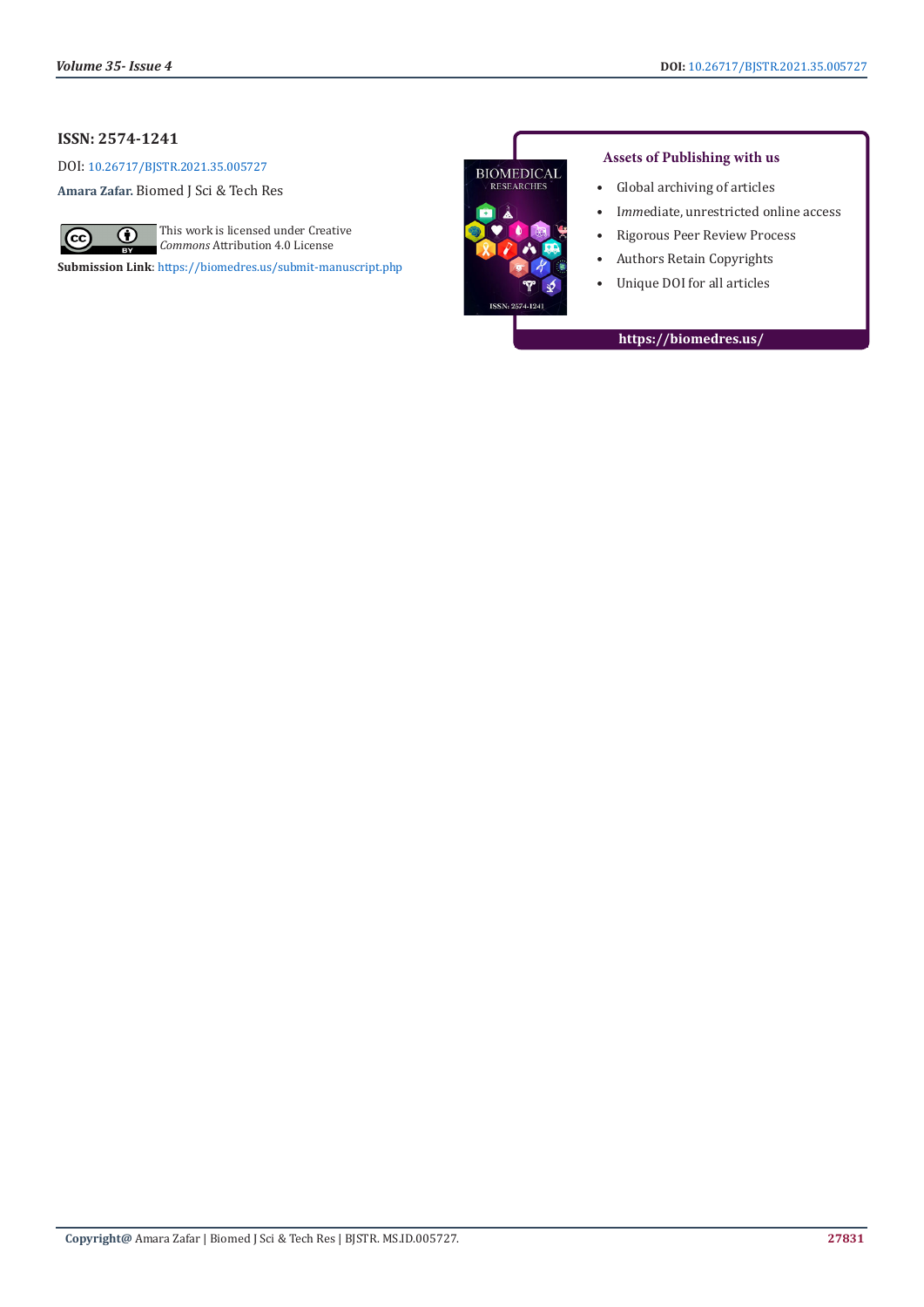**ISSN: 2574-1241**

DOI: 10.26717/BJSTR.2021.35.005727

**Amara Zafar.** Biomed J Sci & Tech Res

This work is licensed under Creative *Commons* Attribution 4.0 License

**Submission Link**: https://biomedres.us/submit-manuscript.php

**Assets of Publishing with us**

- Global archiving of articles
- Immediate, unrestricted online access
- Rigorous Peer Review Process
- Authors Retain Copyrights
- Unique DOI for all articles

**https://biomedres.us/**